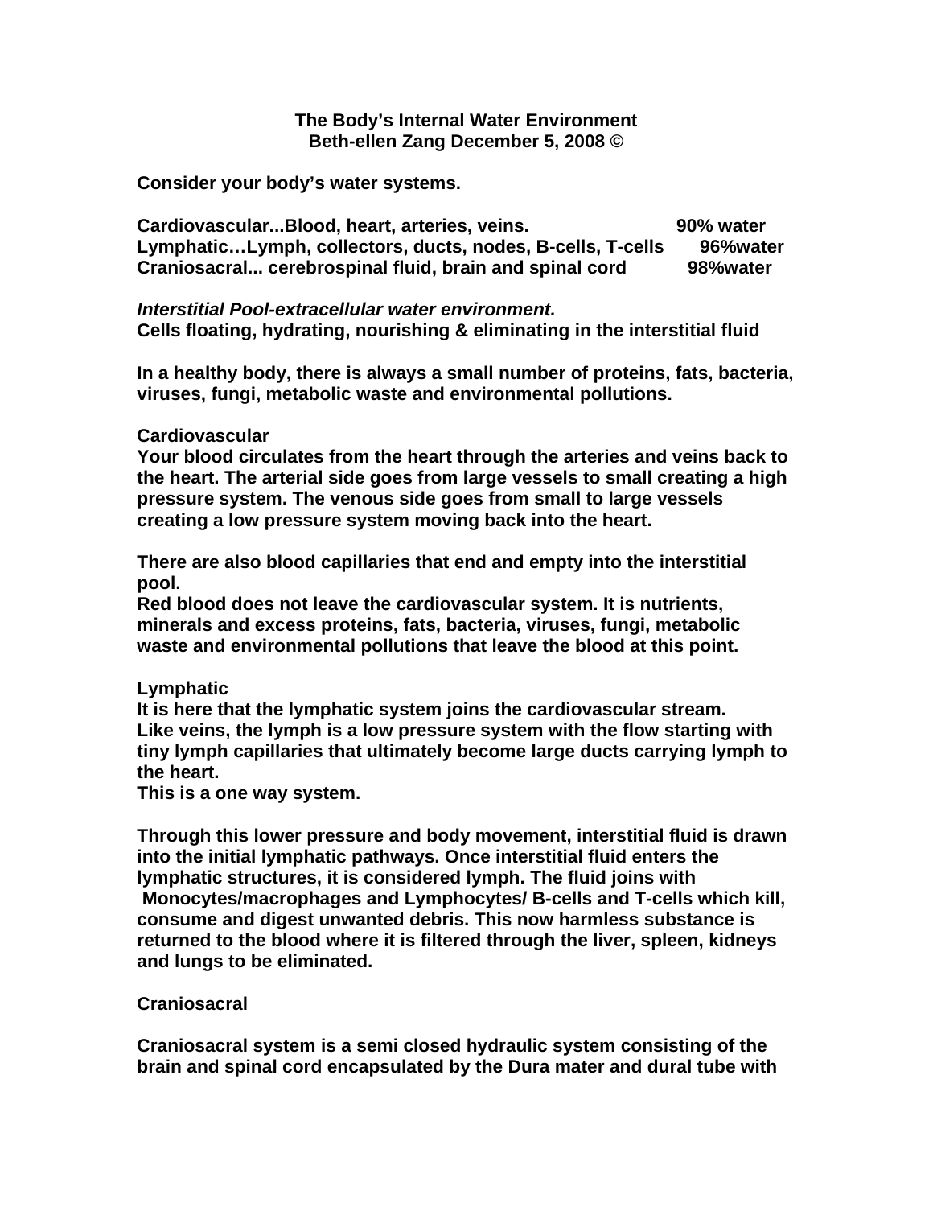**The Body's Internal Water Environment**
**Beth-ellen Zang December 5, 2008 ©**

**Consider your body's water systems.**

| | |
|---|---|
| **Cardiovascular...Blood, heart, arteries, veins.** | **90% water** |
| **Lymphatic…Lymph, collectors, ducts, nodes, B-cells, T-cells** | **96%water** |
| **Craniosacral... cerebrospinal fluid, brain and spinal cord** | **98%water** |

***Interstitial Pool-extracellular water environment.***
**Cells floating, hydrating, nourishing & eliminating in the interstitial fluid**

**In a healthy body, there is always a small number of proteins, fats, bacteria, viruses, fungi, metabolic waste and environmental pollutions.**

**Cardiovascular**
**Your blood circulates from the heart through the arteries and veins back to the heart. The arterial side goes from large vessels to small creating a high pressure system. The venous side goes from small to large vessels creating a low pressure system moving back into the heart.**

**There are also blood capillaries that end and empty into the interstitial pool.**
**Red blood does not leave the cardiovascular system. It is nutrients, minerals and excess proteins, fats, bacteria, viruses, fungi, metabolic waste and environmental pollutions that leave the blood at this point.**

**Lymphatic**
**It is here that the lymphatic system joins the cardiovascular stream.**
**Like veins, the lymph is a low pressure system with the flow starting with tiny lymph capillaries that ultimately become large ducts carrying lymph to the heart.**
**This is a one way system.**

**Through this lower pressure and body movement, interstitial fluid is drawn into the initial lymphatic pathways. Once interstitial fluid enters the lymphatic structures, it is considered lymph. The fluid joins with Monocytes/macrophages and Lymphocytes/ B-cells and T-cells which kill, consume and digest unwanted debris. This now harmless substance is returned to the blood where it is filtered through the liver, spleen, kidneys and lungs to be eliminated.**

**Craniosacral**

**Craniosacral system is a semi closed hydraulic system consisting of the brain and spinal cord encapsulated by the Dura mater and dural tube with**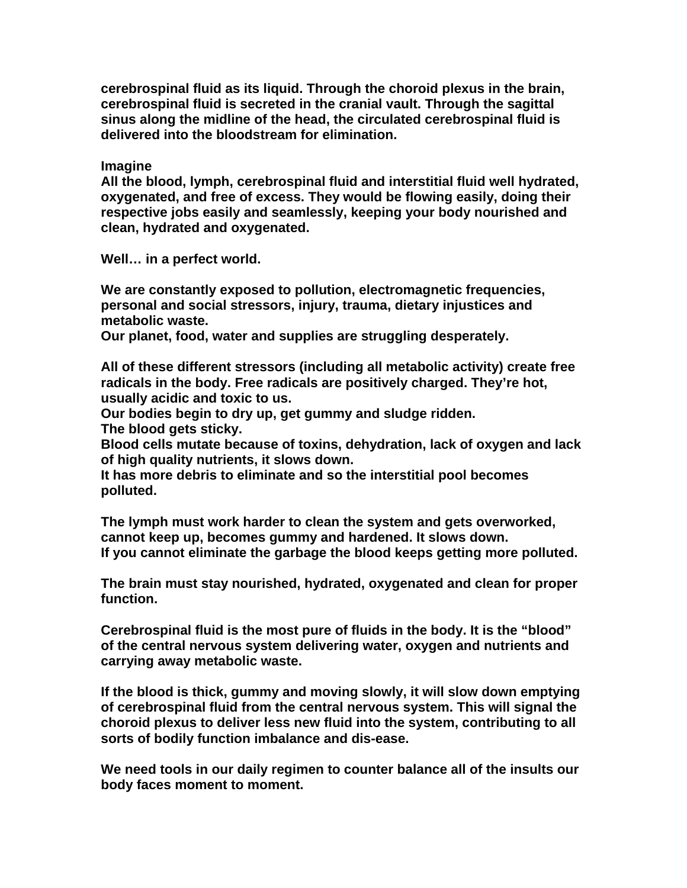**cerebrospinal fluid as its liquid. Through the choroid plexus in the brain, cerebrospinal fluid is secreted in the cranial vault. Through the sagittal sinus along the midline of the head, the circulated cerebrospinal fluid is delivered into the bloodstream for elimination.**

**Imagine**
**All the blood, lymph, cerebrospinal fluid and interstitial fluid well hydrated, oxygenated, and free of excess. They would be flowing easily, doing their respective jobs easily and seamlessly, keeping your body nourished and clean, hydrated and oxygenated.**

**Well… in a perfect world.**

**We are constantly exposed to pollution, electromagnetic frequencies, personal and social stressors, injury, trauma, dietary injustices and metabolic waste.**
**Our planet, food, water and supplies are struggling desperately.**

**All of these different stressors (including all metabolic activity) create free radicals in the body. Free radicals are positively charged. They're hot, usually acidic and toxic to us.**
**Our bodies begin to dry up, get gummy and sludge ridden.**
**The blood gets sticky.**
**Blood cells mutate because of toxins, dehydration, lack of oxygen and lack of high quality nutrients, it slows down.**
**It has more debris to eliminate and so the interstitial pool becomes polluted.**

**The lymph must work harder to clean the system and gets overworked, cannot keep up, becomes gummy and hardened. It slows down.**
**If you cannot eliminate the garbage the blood keeps getting more polluted.**

**The brain must stay nourished, hydrated, oxygenated and clean for proper function.**

**Cerebrospinal fluid is the most pure of fluids in the body. It is the "blood" of the central nervous system delivering water, oxygen and nutrients and carrying away metabolic waste.**

**If the blood is thick, gummy and moving slowly, it will slow down emptying of cerebrospinal fluid from the central nervous system. This will signal the choroid plexus to deliver less new fluid into the system, contributing to all sorts of bodily function imbalance and dis-ease.**

**We need tools in our daily regimen to counter balance all of the insults our body faces moment to moment.**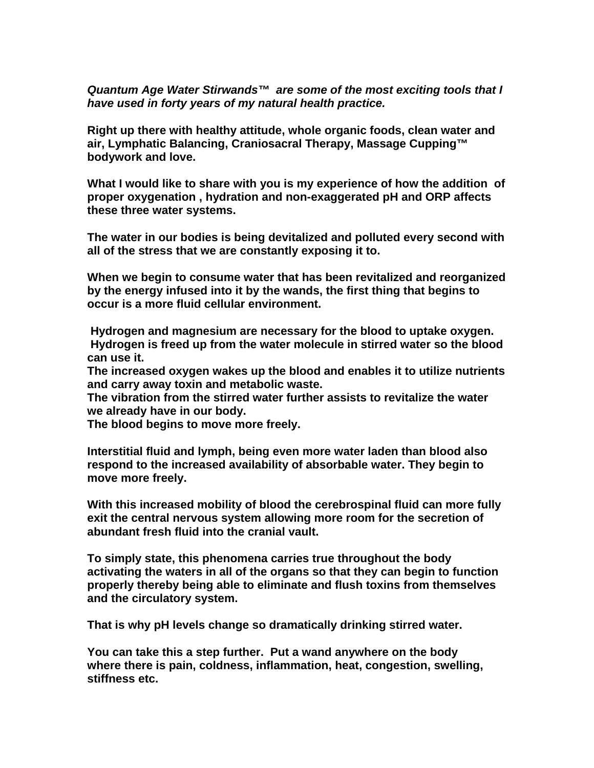***Quantum Age Water Stirwands™ are some of the most exciting tools that I have used in forty years of my natural health practice.***

**Right up there with healthy attitude, whole organic foods, clean water and air, Lymphatic Balancing, Craniosacral Therapy, Massage Cupping™ bodywork and love.**

**What I would like to share with you is my experience of how the addition of proper oxygenation , hydration and non-exaggerated pH and ORP affects these three water systems.**

**The water in our bodies is being devitalized and polluted every second with all of the stress that we are constantly exposing it to.**

**When we begin to consume water that has been revitalized and reorganized by the energy infused into it by the wands, the first thing that begins to occur is a more fluid cellular environment.**

**Hydrogen and magnesium are necessary for the blood to uptake oxygen. Hydrogen is freed up from the water molecule in stirred water so the blood can use it.**
**The increased oxygen wakes up the blood and enables it to utilize nutrients and carry away toxin and metabolic waste.**
**The vibration from the stirred water further assists to revitalize the water we already have in our body.**
**The blood begins to move more freely.**

**Interstitial fluid and lymph, being even more water laden than blood also respond to the increased availability of absorbable water. They begin to move more freely.**

**With this increased mobility of blood the cerebrospinal fluid can more fully exit the central nervous system allowing more room for the secretion of abundant fresh fluid into the cranial vault.**

**To simply state, this phenomena carries true throughout the body activating the waters in all of the organs so that they can begin to function properly thereby being able to eliminate and flush toxins from themselves and the circulatory system.**

**That is why pH levels change so dramatically drinking stirred water.**

**You can take this a step further. Put a wand anywhere on the body where there is pain, coldness, inflammation, heat, congestion, swelling, stiffness etc.**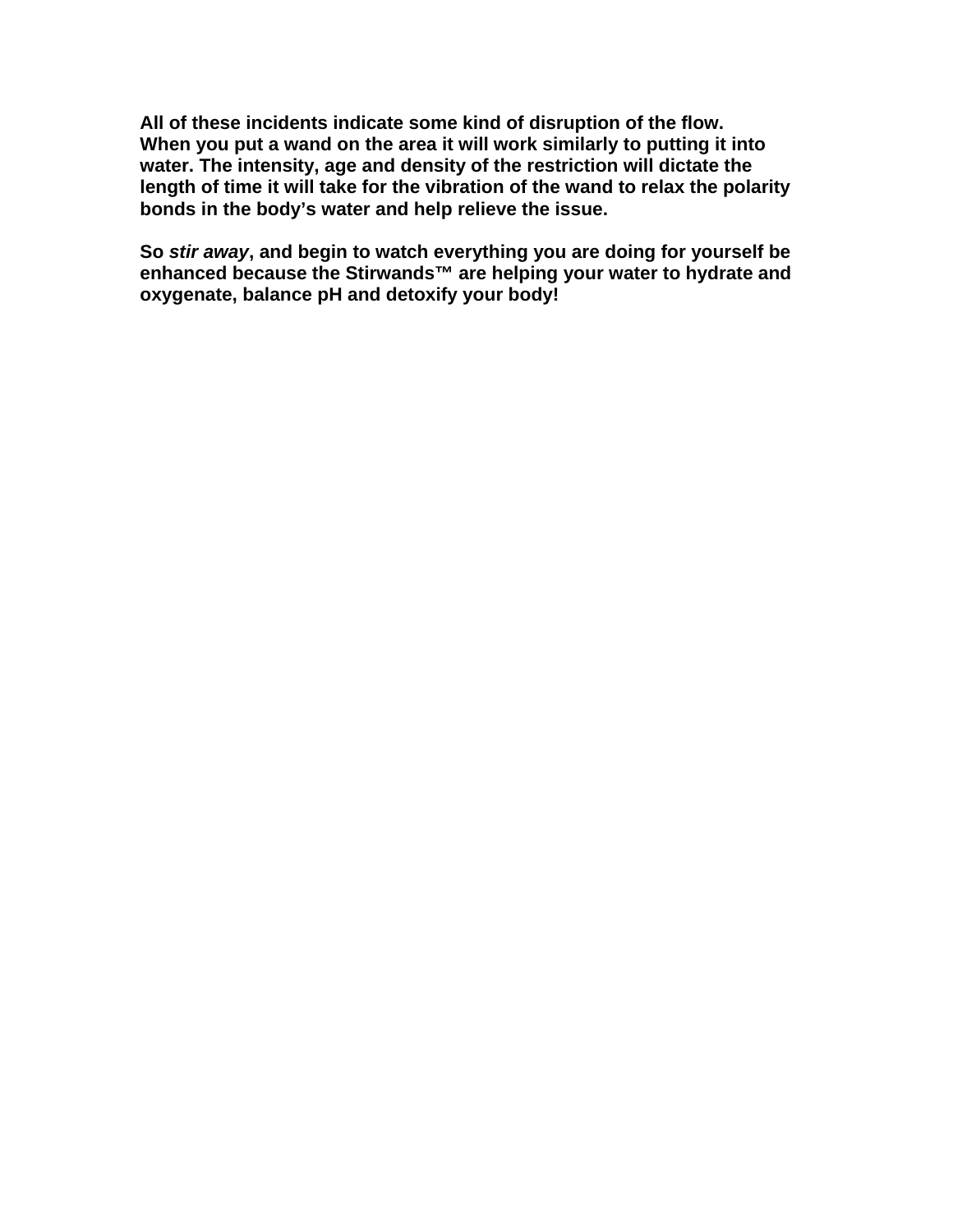**All of these incidents indicate some kind of disruption of the flow. When you put a wand on the area it will work similarly to putting it into water. The intensity, age and density of the restriction will dictate the length of time it will take for the vibration of the wand to relax the polarity bonds in the body's water and help relieve the issue.**

**So *stir away*, and begin to watch everything you are doing for yourself be enhanced because the Stirwands™ are helping your water to hydrate and oxygenate, balance pH and detoxify your body!**